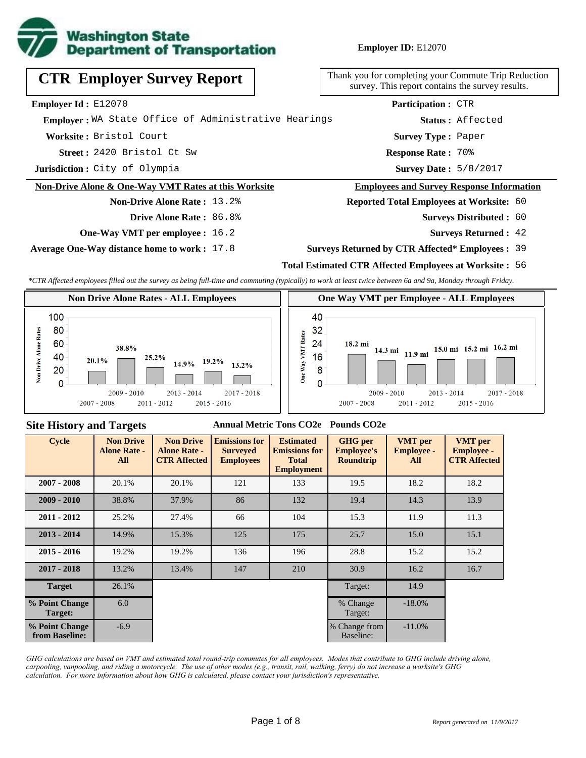**Washington State Department of Transportation**

**Employer ID:** E12070

# CTR Employer Survey Report

Thank you for completing your Commute Trip Reduction survey. This report contains the survey results.

**Employer Id :** E12070
**Employer :** WA State Office of Administrative Hearings
**Worksite :** Bristol Court
**Street :** 2420 Bristol Ct Sw
**Jurisdiction :** City of Olympia

**Participation :** CTR
**Status :** Affected
**Survey Type :** Paper
**Response Rate :** 70%
**Survey Date :** 5/8/2017

## Non-Drive Alone & One-Way VMT Rates at this Worksite

**Non-Drive Alone Rate :** 13.2%
**Drive Alone Rate :** 86.8%
**One-Way VMT per employee :** 16.2
**Average One-Way distance home to work :** 17.8

## Employees and Survey Response Information

**Reported Total Employees at Worksite:** 60
**Surveys Distributed :** 60
**Surveys Returned :** 42
**Surveys Returned by CTR Affected* Employees :** 39
**Total Estimated CTR Affected Employees at Worksite :** 56

*\*CTR Affected employees filled out the survey as being full-time and commuting (typically) to work at least twice between 6a and 9a, Monday through Friday.*

### Non Drive Alone Rates - ALL Employees

| Cycle | Non Drive Alone Rate |
|---|---|
| 2007 - 2008 | 20.1% |
| 2009 - 2010 | 38.8% |
| 2011 - 2012 | 25.2% |
| 2013 - 2014 | 14.9% |
| 2015 - 2016 | 19.2% |
| 2017 - 2018 | 13.2% |

### One Way VMT per Employee - ALL Employees

| Cycle | One Way VMT |
|---|---|
| 2007 - 2008 | 18.2 mi |
| 2009 - 2010 | 14.3 mi |
| 2011 - 2012 | 11.9 mi |
| 2013 - 2014 | 15.0 mi |
| 2015 - 2016 | 15.2 mi |
| 2017 - 2018 | 16.2 mi |

## Site History and Targets

| Cycle | Non Drive Alone Rate - All | Non Drive Alone Rate - CTR Affected | Emissions for Surveyed Employees (Annual Metric Tons $CO_2e$) | Estimated Emissions for Total Employment (Annual Metric Tons $CO_2e$) | GHG per Employee's Roundtrip (Pounds $CO_2e$) | VMT per Employee - All | VMT per Employee - CTR Affected |
|---|---|---|---|---|---|---|---|
| 2007 - 2008 | 20.1% | 20.1% | 121 | 133 | 19.5 | 18.2 | 18.2 |
| 2009 - 2010 | 38.8% | 37.9% | 86 | 132 | 19.4 | 14.3 | 13.9 |
| 2011 - 2012 | 25.2% | 27.4% | 66 | 104 | 15.3 | 11.9 | 11.3 |
| 2013 - 2014 | 14.9% | 15.3% | 125 | 175 | 25.7 | 15.0 | 15.1 |
| 2015 - 2016 | 19.2% | 19.2% | 136 | 196 | 28.8 | 15.2 | 15.2 |
| 2017 - 2018 | 13.2% | 13.4% | 147 | 210 | 30.9 | 16.2 | 16.7 |
| Target | 26.1% | | | | Target: | 14.9 | |
| % Point Change Target: | 6.0 | | | | % Change Target: | -18.0% | |
| % Point Change from Baseline: | -6.9 | | | | % Change from Baseline: | -11.0% | |

*GHG calculations are based on VMT and estimated total round-trip commutes for all employees. Modes that contribute to GHG include driving alone, carpooling, vanpooling, and riding a motorcycle. The use of other modes (e.g., transit, rail, walking, ferry) do not increase a worksite's GHG calculation. For more information about how GHG is calculated, please contact your jurisdiction's representative.*

*Report generated on 11/9/2017*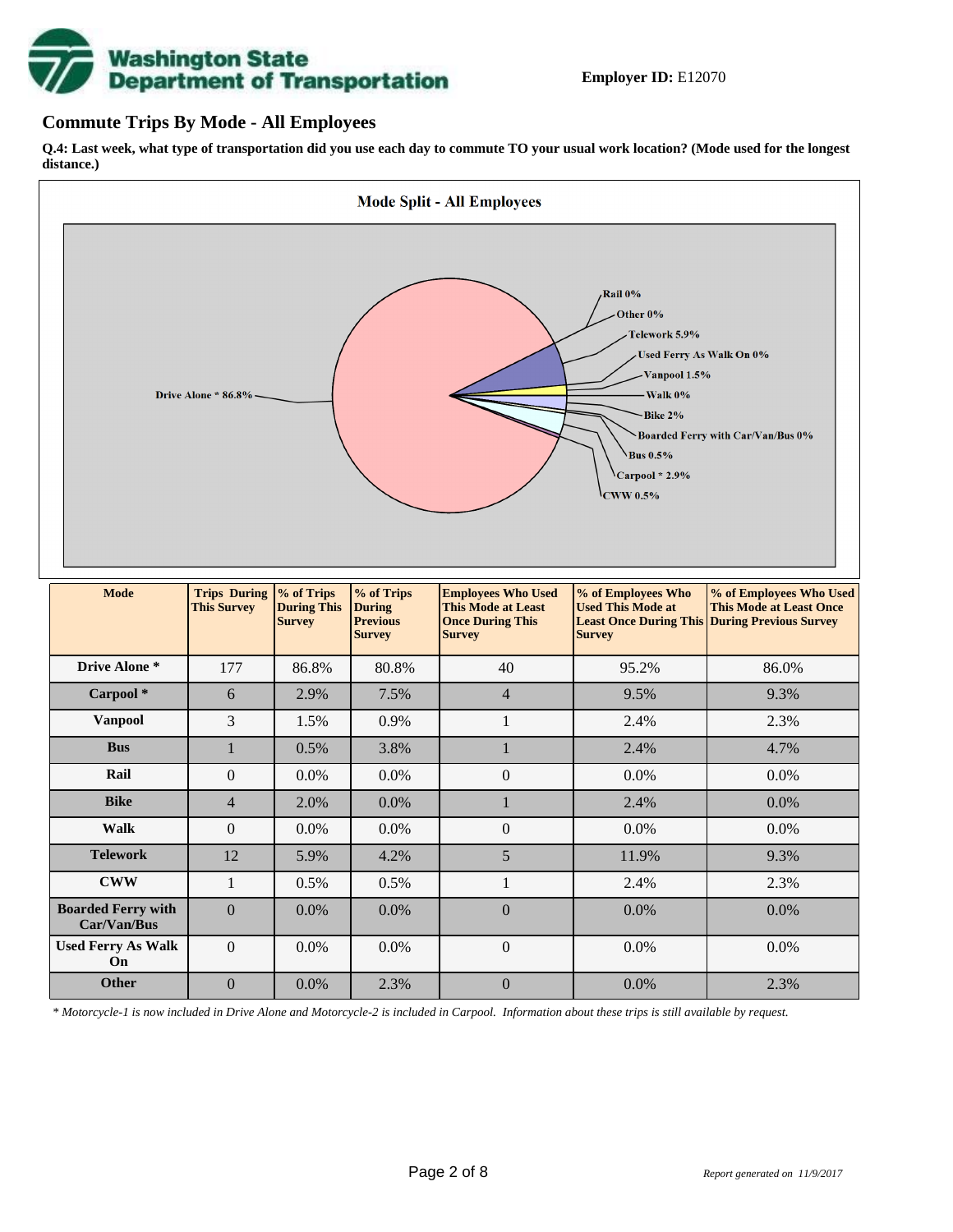**Employer ID:** E12070

## Commute Trips By Mode - All Employees

**Q.4: Last week, what type of transportation did you use each day to commute TO your usual work location? (Mode used for the longest distance.)**

**Mode Split - All Employees**

Rail 0%
Other 0%
Telework 5.9%
Used Ferry As Walk On 0%
Vanpool 1.5%
Walk 0%
Bike 2%
Boarded Ferry with Car/Van/Bus 0%
Bus 0.5%
Carpool * 2.9%
CWW 0.5%
Drive Alone * 86.8%

| Mode | Trips During This Survey | % of Trips During This Survey | % of Trips During Previous Survey | Employees Who Used This Mode at Least Once During This Survey | % of Employees Who Used This Mode at Least Once During This Survey | % of Employees Who Used This Mode at Least Once During Previous Survey |
|---|---|---|---|---|---|---|
| Drive Alone * | 177 | 86.8% | 80.8% | 40 | 95.2% | 86.0% |
| Carpool * | 6 | 2.9% | 7.5% | 4 | 9.5% | 9.3% |
| Vanpool | 3 | 1.5% | 0.9% | 1 | 2.4% | 2.3% |
| Bus | 1 | 0.5% | 3.8% | 1 | 2.4% | 4.7% |
| Rail | 0 | 0.0% | 0.0% | 0 | 0.0% | 0.0% |
| Bike | 4 | 2.0% | 0.0% | 1 | 2.4% | 0.0% |
| Walk | 0 | 0.0% | 0.0% | 0 | 0.0% | 0.0% |
| Telework | 12 | 5.9% | 4.2% | 5 | 11.9% | 9.3% |
| CWW | 1 | 0.5% | 0.5% | 1 | 2.4% | 2.3% |
| Boarded Ferry with Car/Van/Bus | 0 | 0.0% | 0.0% | 0 | 0.0% | 0.0% |
| Used Ferry As Walk On | 0 | 0.0% | 0.0% | 0 | 0.0% | 0.0% |
| Other | 0 | 0.0% | 2.3% | 0 | 0.0% | 2.3% |

*\* Motorcycle-1 is now included in Drive Alone and Motorcycle-2 is included in Carpool. Information about these trips is still available by request.*

*Report generated on 11/9/2017*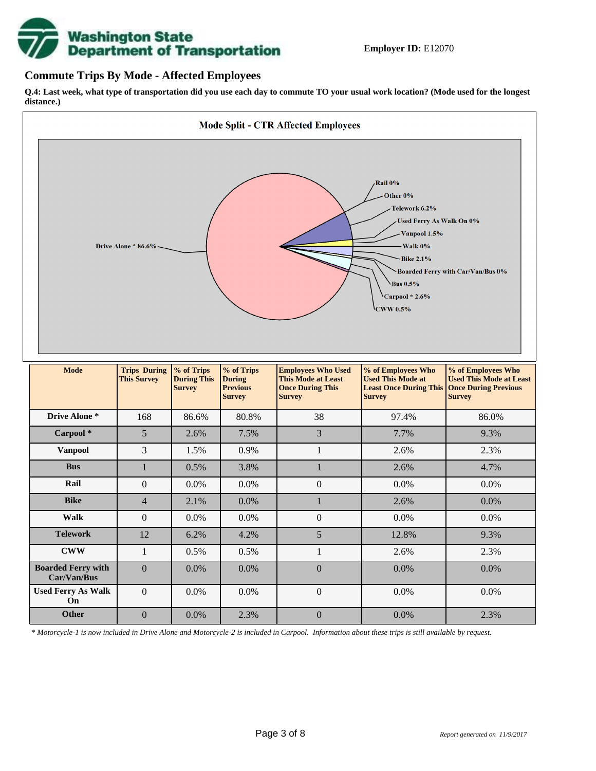**Employer ID:** E12070

## Commute Trips By Mode - Affected Employees

**Q.4: Last week, what type of transportation did you use each day to commute TO your usual work location? (Mode used for the longest distance.)**

**Mode Split - CTR Affected Employees**

Drive Alone * 86.6%, Rail 0%, Other 0%, Telework 6.2%, Used Ferry As Walk On 0%, Vanpool 1.5%, Walk 0%, Bike 2.1%, Boarded Ferry with Car/Van/Bus 0%, Bus 0.5%, Carpool * 2.6%, CWW 0.5%

| Mode | Trips During This Survey | % of Trips During This Survey | % of Trips During Previous Survey | Employees Who Used This Mode at Least Once During This Survey | % of Employees Who Used This Mode at Least Once During This Survey | % of Employees Who Used This Mode at Least Once During Previous Survey |
|---|---|---|---|---|---|---|
| **Drive Alone *** | 168 | 86.6% | 80.8% | 38 | 97.4% | 86.0% |
| **Carpool *** | 5 | 2.6% | 7.5% | 3 | 7.7% | 9.3% |
| **Vanpool** | 3 | 1.5% | 0.9% | 1 | 2.6% | 2.3% |
| **Bus** | 1 | 0.5% | 3.8% | 1 | 2.6% | 4.7% |
| **Rail** | 0 | 0.0% | 0.0% | 0 | 0.0% | 0.0% |
| **Bike** | 4 | 2.1% | 0.0% | 1 | 2.6% | 0.0% |
| **Walk** | 0 | 0.0% | 0.0% | 0 | 0.0% | 0.0% |
| **Telework** | 12 | 6.2% | 4.2% | 5 | 12.8% | 9.3% |
| **CWW** | 1 | 0.5% | 0.5% | 1 | 2.6% | 2.3% |
| **Boarded Ferry with Car/Van/Bus** | 0 | 0.0% | 0.0% | 0 | 0.0% | 0.0% |
| **Used Ferry As Walk On** | 0 | 0.0% | 0.0% | 0 | 0.0% | 0.0% |
| **Other** | 0 | 0.0% | 2.3% | 0 | 0.0% | 2.3% |

*\* Motorcycle-1 is now included in Drive Alone and Motorcycle-2 is included in Carpool. Information about these trips is still available by request.*

*Report generated on 11/9/2017*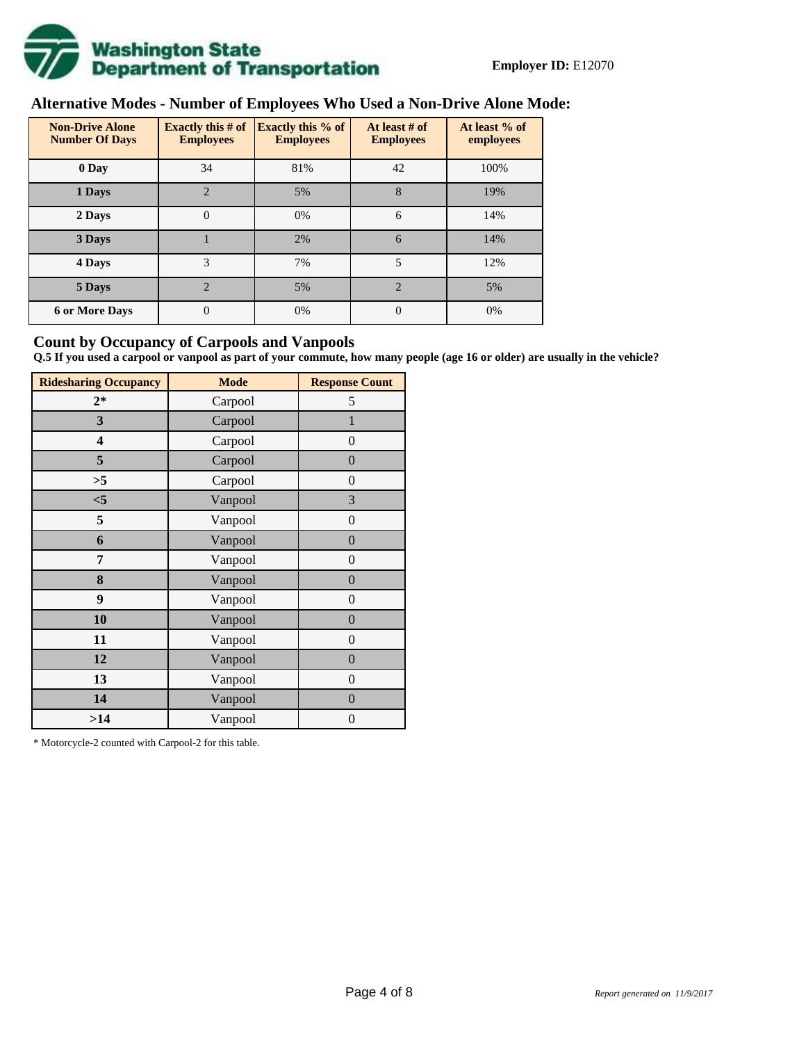**Employer ID:** E12070

## Alternative Modes - Number of Employees Who Used a Non-Drive Alone Mode:

| Non-Drive Alone Number Of Days | Exactly this # of Employees | Exactly this % of Employees | At least # of Employees | At least % of employees |
|---|---|---|---|---|
| 0 Day | 34 | 81% | 42 | 100% |
| 1 Days | 2 | 5% | 8 | 19% |
| 2 Days | 0 | 0% | 6 | 14% |
| 3 Days | 1 | 2% | 6 | 14% |
| 4 Days | 3 | 7% | 5 | 12% |
| 5 Days | 2 | 5% | 2 | 5% |
| 6 or More Days | 0 | 0% | 0 | 0% |

## Count by Occupancy of Carpools and Vanpools

**Q.5 If you used a carpool or vanpool as part of your commute, how many people (age 16 or older) are usually in the vehicle?**

| Ridesharing Occupancy | Mode | Response Count |
|---|---|---|
| 2* | Carpool | 5 |
| 3 | Carpool | 1 |
| 4 | Carpool | 0 |
| 5 | Carpool | 0 |
| >5 | Carpool | 0 |
| <5 | Vanpool | 3 |
| 5 | Vanpool | 0 |
| 6 | Vanpool | 0 |
| 7 | Vanpool | 0 |
| 8 | Vanpool | 0 |
| 9 | Vanpool | 0 |
| 10 | Vanpool | 0 |
| 11 | Vanpool | 0 |
| 12 | Vanpool | 0 |
| 13 | Vanpool | 0 |
| 14 | Vanpool | 0 |
| >14 | Vanpool | 0 |

* Motorcycle-2 counted with Carpool-2 for this table.

*Report generated on 11/9/2017*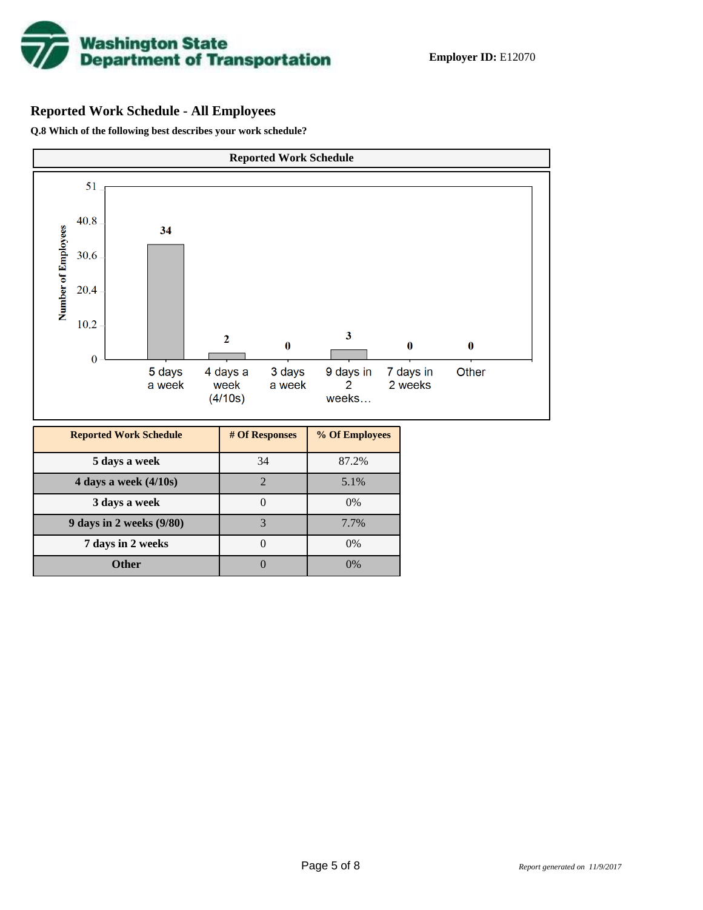**Employer ID:** E12070

## Reported Work Schedule - All Employees

**Q.8 Which of the following best describes your work schedule?**

| Reported Work Schedule | # Of Responses | % Of Employees |
|---|---|---|
| 5 days a week | 34 | 87.2% |
| 4 days a week (4/10s) | 2 | 5.1% |
| 3 days a week | 0 | 0% |
| 9 days in 2 weeks (9/80) | 3 | 7.7% |
| 7 days in 2 weeks | 0 | 0% |
| Other | 0 | 0% |

*Report generated on 11/9/2017*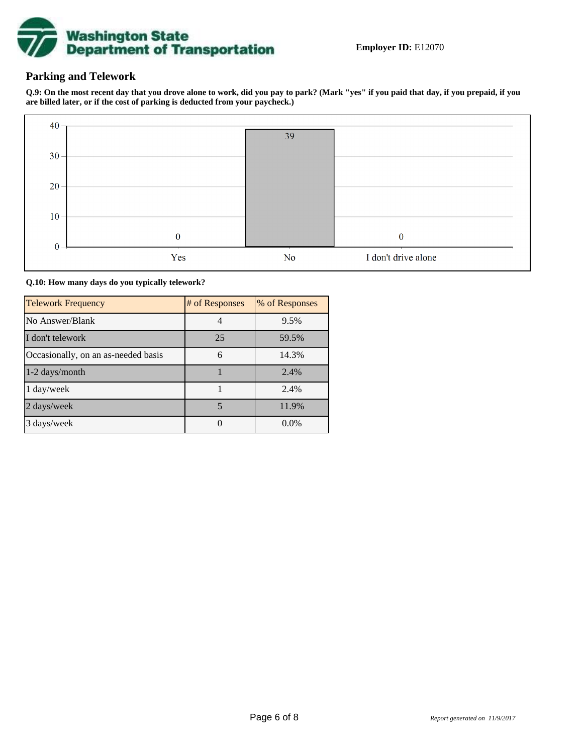**Employer ID:** E12070

## Parking and Telework

**Q.9: On the most recent day that you drove alone to work, did you pay to park? (Mark "yes" if you paid that day, if you prepaid, if you are billed later, or if the cost of parking is deducted from your paycheck.)**

| Response | Count |
| --- | --- |
| Yes | 0 |
| No | 39 |
| I don't drive alone | 0 |

**Q.10: How many days do you typically telework?**

| Telework Frequency | # of Responses | % of Responses |
| --- | --- | --- |
| No Answer/Blank | 4 | 9.5% |
| I don't telework | 25 | 59.5% |
| Occasionally, on an as-needed basis | 6 | 14.3% |
| 1-2 days/month | 1 | 2.4% |
| 1 day/week | 1 | 2.4% |
| 2 days/week | 5 | 11.9% |
| 3 days/week | 0 | 0.0% |

*Report generated on 11/9/2017*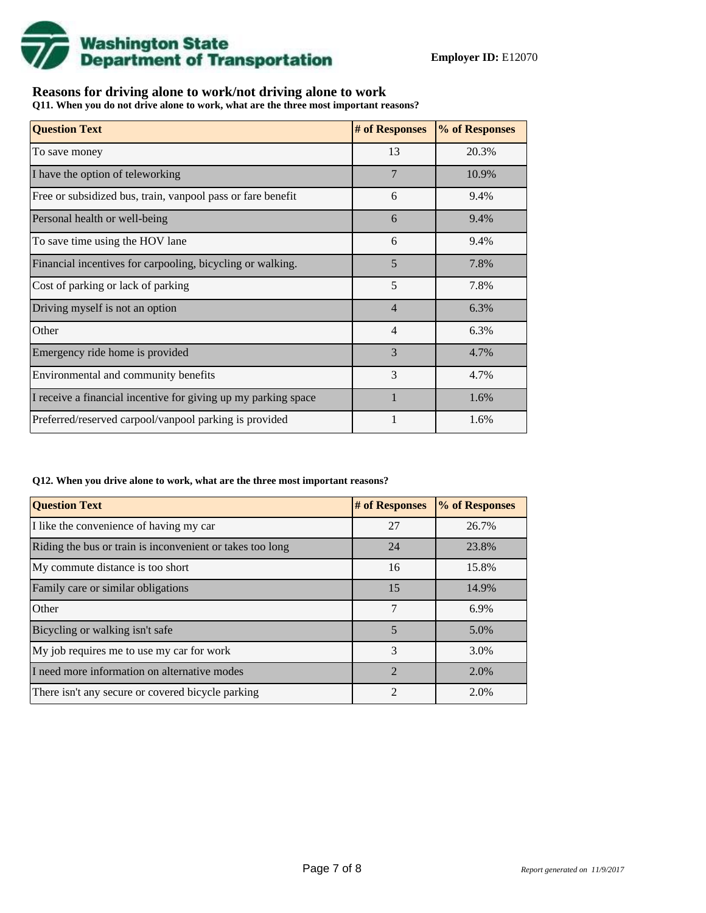**Employer ID:** E12070

## Reasons for driving alone to work/not driving alone to work

**Q11. When you do not drive alone to work, what are the three most important reasons?**

| Question Text | # of Responses | % of Responses |
|---|---|---|
| To save money | 13 | 20.3% |
| I have the option of teleworking | 7 | 10.9% |
| Free or subsidized bus, train, vanpool pass or fare benefit | 6 | 9.4% |
| Personal health or well-being | 6 | 9.4% |
| To save time using the HOV lane | 6 | 9.4% |
| Financial incentives for carpooling, bicycling or walking. | 5 | 7.8% |
| Cost of parking or lack of parking | 5 | 7.8% |
| Driving myself is not an option | 4 | 6.3% |
| Other | 4 | 6.3% |
| Emergency ride home is provided | 3 | 4.7% |
| Environmental and community benefits | 3 | 4.7% |
| I receive a financial incentive for giving up my parking space | 1 | 1.6% |
| Preferred/reserved carpool/vanpool parking is provided | 1 | 1.6% |

**Q12. When you drive alone to work, what are the three most important reasons?**

| Question Text | # of Responses | % of Responses |
|---|---|---|
| I like the convenience of having my car | 27 | 26.7% |
| Riding the bus or train is inconvenient or takes too long | 24 | 23.8% |
| My commute distance is too short | 16 | 15.8% |
| Family care or similar obligations | 15 | 14.9% |
| Other | 7 | 6.9% |
| Bicycling or walking isn't safe | 5 | 5.0% |
| My job requires me to use my car for work | 3 | 3.0% |
| I need more information on alternative modes | 2 | 2.0% |
| There isn't any secure or covered bicycle parking | 2 | 2.0% |

*Report generated on 11/9/2017*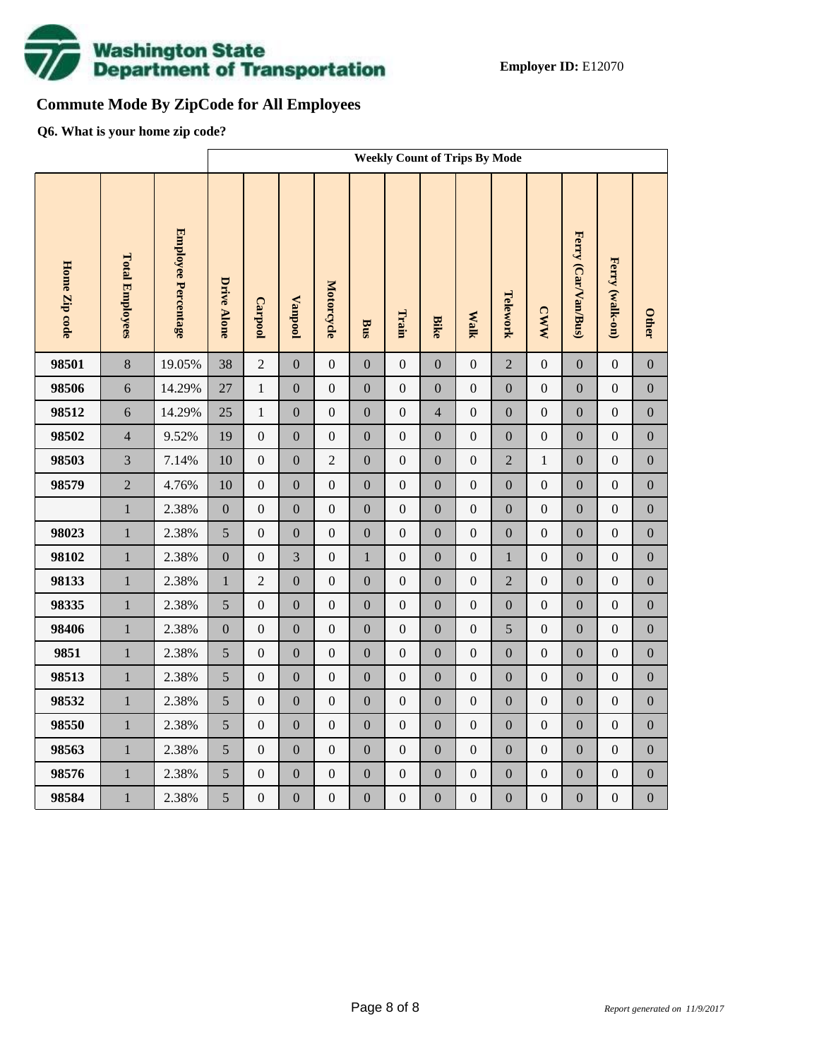**Employer ID:** E12070

## Commute Mode By ZipCode for All Employees

**Q6. What is your home zip code?**

| | | | Weekly Count of Trips By Mode | | | | | | | | | | | | |
|---|---|---|---|---|---|---|---|---|---|---|---|---|---|---|---|
| Home Zip code | Total Employees | Employee Percentage | Drive Alone | Carpool | Vanpool | Motorcycle | Bus | Train | Bike | Walk | Telework | CWW | Ferry (Car/Van/Bus) | Ferry (walk-on) | Other |
| 98501 | 8 | 19.05% | 38 | 2 | 0 | 0 | 0 | 0 | 0 | 0 | 2 | 0 | 0 | 0 | 0 |
| 98506 | 6 | 14.29% | 27 | 1 | 0 | 0 | 0 | 0 | 0 | 0 | 0 | 0 | 0 | 0 | 0 |
| 98512 | 6 | 14.29% | 25 | 1 | 0 | 0 | 0 | 0 | 4 | 0 | 0 | 0 | 0 | 0 | 0 |
| 98502 | 4 | 9.52% | 19 | 0 | 0 | 0 | 0 | 0 | 0 | 0 | 0 | 0 | 0 | 0 | 0 |
| 98503 | 3 | 7.14% | 10 | 0 | 0 | 2 | 0 | 0 | 0 | 0 | 2 | 1 | 0 | 0 | 0 |
| 98579 | 2 | 4.76% | 10 | 0 | 0 | 0 | 0 | 0 | 0 | 0 | 0 | 0 | 0 | 0 | 0 |
| | 1 | 2.38% | 0 | 0 | 0 | 0 | 0 | 0 | 0 | 0 | 0 | 0 | 0 | 0 | 0 |
| 98023 | 1 | 2.38% | 5 | 0 | 0 | 0 | 0 | 0 | 0 | 0 | 0 | 0 | 0 | 0 | 0 |
| 98102 | 1 | 2.38% | 0 | 0 | 3 | 0 | 1 | 0 | 0 | 0 | 1 | 0 | 0 | 0 | 0 |
| 98133 | 1 | 2.38% | 1 | 2 | 0 | 0 | 0 | 0 | 0 | 0 | 2 | 0 | 0 | 0 | 0 |
| 98335 | 1 | 2.38% | 5 | 0 | 0 | 0 | 0 | 0 | 0 | 0 | 0 | 0 | 0 | 0 | 0 |
| 98406 | 1 | 2.38% | 0 | 0 | 0 | 0 | 0 | 0 | 0 | 0 | 5 | 0 | 0 | 0 | 0 |
| 9851 | 1 | 2.38% | 5 | 0 | 0 | 0 | 0 | 0 | 0 | 0 | 0 | 0 | 0 | 0 | 0 |
| 98513 | 1 | 2.38% | 5 | 0 | 0 | 0 | 0 | 0 | 0 | 0 | 0 | 0 | 0 | 0 | 0 |
| 98532 | 1 | 2.38% | 5 | 0 | 0 | 0 | 0 | 0 | 0 | 0 | 0 | 0 | 0 | 0 | 0 |
| 98550 | 1 | 2.38% | 5 | 0 | 0 | 0 | 0 | 0 | 0 | 0 | 0 | 0 | 0 | 0 | 0 |
| 98563 | 1 | 2.38% | 5 | 0 | 0 | 0 | 0 | 0 | 0 | 0 | 0 | 0 | 0 | 0 | 0 |
| 98576 | 1 | 2.38% | 5 | 0 | 0 | 0 | 0 | 0 | 0 | 0 | 0 | 0 | 0 | 0 | 0 |
| 98584 | 1 | 2.38% | 5 | 0 | 0 | 0 | 0 | 0 | 0 | 0 | 0 | 0 | 0 | 0 | 0 |

*Report generated on 11/9/2017*